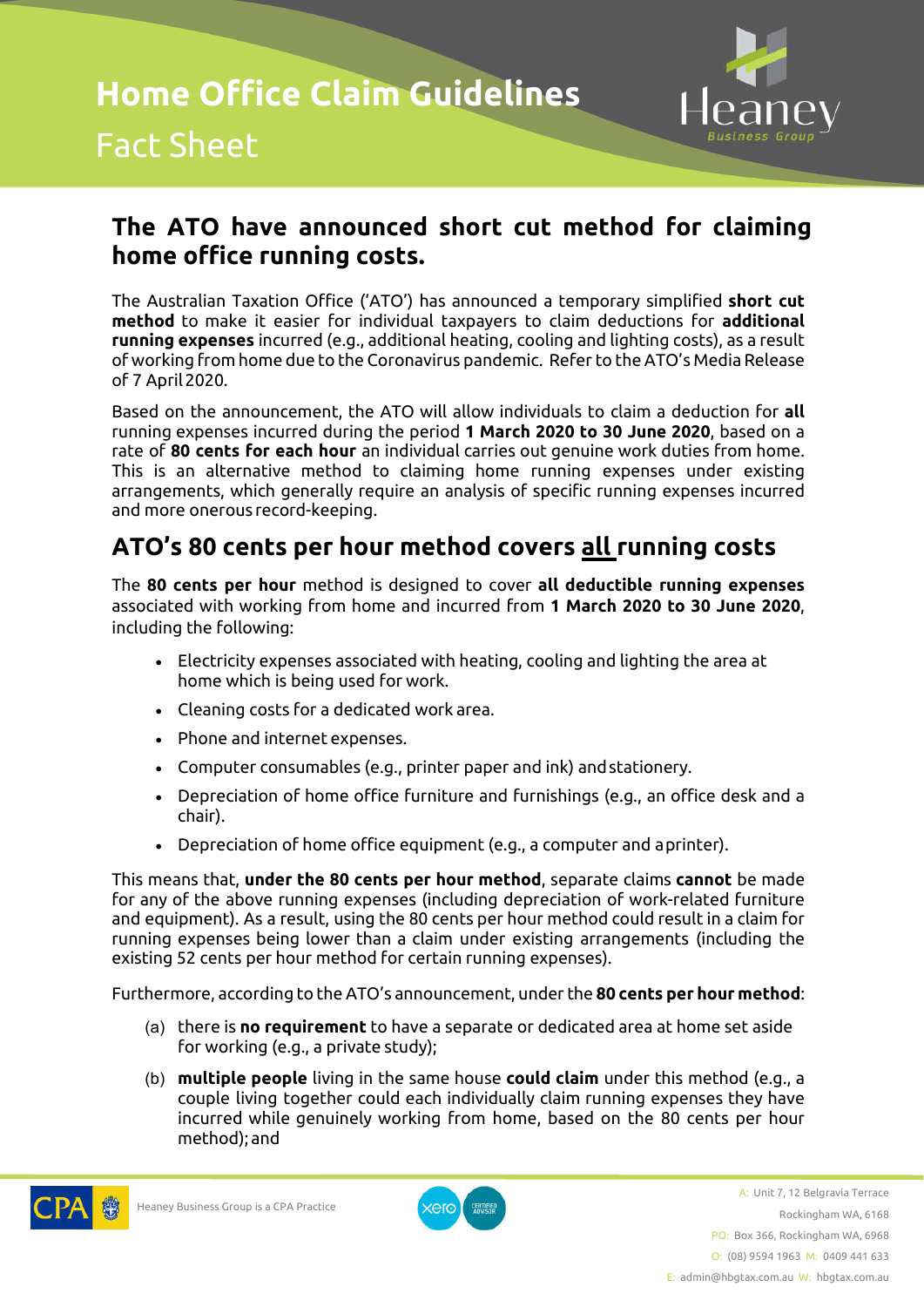# Home Office Claim Guidelines

Fact Sheet

## The ATO have announced short cut method for claiming home office running costs.

The Australian Taxation Office ('ATO') has announced a temporary simplified **short cut method** to make it easier for individual taxpayers to claim deductions for **additional running expenses** incurred (e.g., additional heating, cooling and lighting costs), as a result of working from home due to the Coronavirus pandemic. Refer to the ATO's Media Release of 7 April 2020.

Based on the announcement, the ATO will allow individuals to claim a deduction for **all** running expenses incurred during the period **1 March 2020 to 30 June 2020**, based on a rate of **80 cents for each hour** an individual carries out genuine work duties from home. This is an alternative method to claiming home running expenses under existing arrangements, which generally require an analysis of specific running expenses incurred and more onerous record-keeping.

## ATO's 80 cents per hour method covers all running costs

The **80 cents per hour** method is designed to cover **all deductible running expenses** associated with working from home and incurred from **1 March 2020 to 30 June 2020**, including the following:

- Electricity expenses associated with heating, cooling and lighting the area at home which is being used for work.
- Cleaning costs for a dedicated work area.
- Phone and internet expenses.
- Computer consumables (e.g., printer paper and ink) and stationery.
- Depreciation of home office furniture and furnishings (e.g., an office desk and a chair).
- Depreciation of home office equipment (e.g., a computer and a printer).

This means that, **under the 80 cents per hour method**, separate claims **cannot** be made for any of the above running expenses (including depreciation of work-related furniture and equipment). As a result, using the 80 cents per hour method could result in a claim for running expenses being lower than a claim under existing arrangements (including the existing 52 cents per hour method for certain running expenses).

Furthermore, according to the ATO's announcement, under the **80 cents per hour method**:

(a) there is **no requirement** to have a separate or dedicated area at home set aside for working (e.g., a private study);

(b) **multiple people** living in the same house **could claim** under this method (e.g., a couple living together could each individually claim running expenses they have incurred while genuinely working from home, based on the 80 cents per hour method); and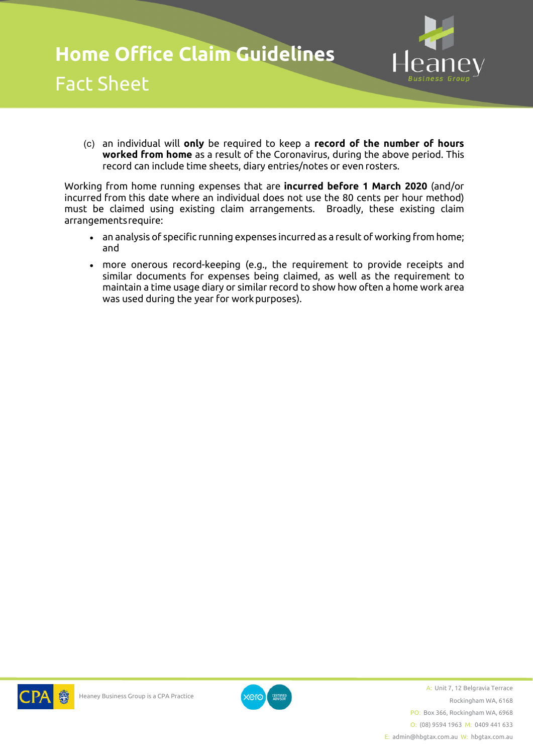(c) an individual will **only** be required to keep a **record of the number of hours worked from home** as a result of the Coronavirus, during the above period. This record can include time sheets, diary entries/notes or even rosters.

Working from home running expenses that are **incurred before 1 March 2020** (and/or incurred from this date where an individual does not use the 80 cents per hour method) must be claimed using existing claim arrangements. Broadly, these existing claim arrangements require:

- an analysis of specific running expenses incurred as a result of working from home; and
- more onerous record-keeping (e.g., the requirement to provide receipts and similar documents for expenses being claimed, as well as the requirement to maintain a time usage diary or similar record to show how often a home work area was used during the year for work purposes).